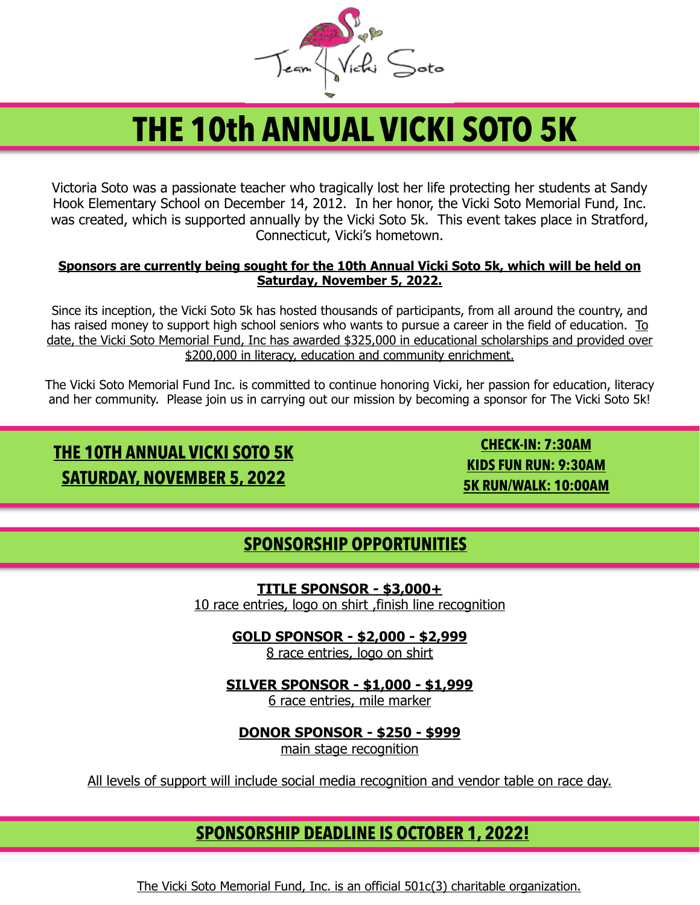Team Vicki Soto

# THE 10th ANNUAL VICKI SOTO 5K

Victoria Soto was a passionate teacher who tragically lost her life protecting her students at Sandy Hook Elementary School on December 14, 2012. In her honor, the Vicki Soto Memorial Fund, Inc. was created, which is supported annually by the Vicki Soto 5k. This event takes place in Stratford, Connecticut, Vicki's hometown.

**Sponsors are currently being sought for the 10th Annual Vicki Soto 5k, which will be held on Saturday, November 5, 2022.**

Since its inception, the Vicki Soto 5k has hosted thousands of participants, from all around the country, and has raised money to support high school seniors who wants to pursue a career in the field of education. To date, the Vicki Soto Memorial Fund, Inc has awarded $325,000 in educational scholarships and provided over $200,000 in literacy, education and community enrichment.

The Vicki Soto Memorial Fund Inc. is committed to continue honoring Vicki, her passion for education, literacy and her community. Please join us in carrying out our mission by becoming a sponsor for The Vicki Soto 5k!

## THE 10TH ANNUAL VICKI SOTO 5K
## SATURDAY, NOVEMBER 5, 2022

**CHECK-IN: 7:30AM**
**KIDS FUN RUN: 9:30AM**
**5K RUN/WALK: 10:00AM**

## SPONSORSHIP OPPORTUNITIES

**TITLE SPONSOR - $3,000+**
10 race entries, logo on shirt ,finish line recognition

**GOLD SPONSOR - $2,000 - $2,999**
8 race entries, logo on shirt

**SILVER SPONSOR - $1,000 - $1,999**
6 race entries, mile marker

**DONOR SPONSOR - $250 - $999**
main stage recognition

All levels of support will include social media recognition and vendor table on race day.

## SPONSORSHIP DEADLINE IS OCTOBER 1, 2022!

The Vicki Soto Memorial Fund, Inc. is an official 501c(3) charitable organization.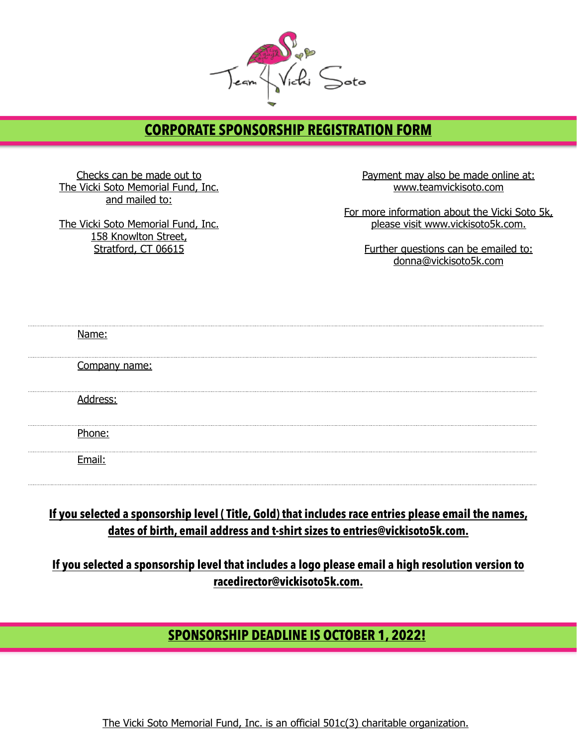Team Vicki Soto

## CORPORATE SPONSORSHIP REGISTRATION FORM

Checks can be made out to
The Vicki Soto Memorial Fund, Inc.
and mailed to:

The Vicki Soto Memorial Fund, Inc.
158 Knowlton Street,
Stratford, CT 06615

Payment may also be made online at:
www.teamvickisoto.com

For more information about the Vicki Soto 5k,
please visit www.vickisoto5k.com.

Further questions can be emailed to:
donna@vickisoto5k.com

Name:

Company name:

Address:

Phone:

Email:

**If you selected a sponsorship level ( Title, Gold) that includes race entries please email the names, dates of birth, email address and t-shirt sizes to entries@vickisoto5k.com.**

**If you selected a sponsorship level that includes a logo please email a high resolution version to racedirector@vickisoto5k.com.**

## SPONSORSHIP DEADLINE IS OCTOBER 1, 2022!

The Vicki Soto Memorial Fund, Inc. is an official 501c(3) charitable organization.